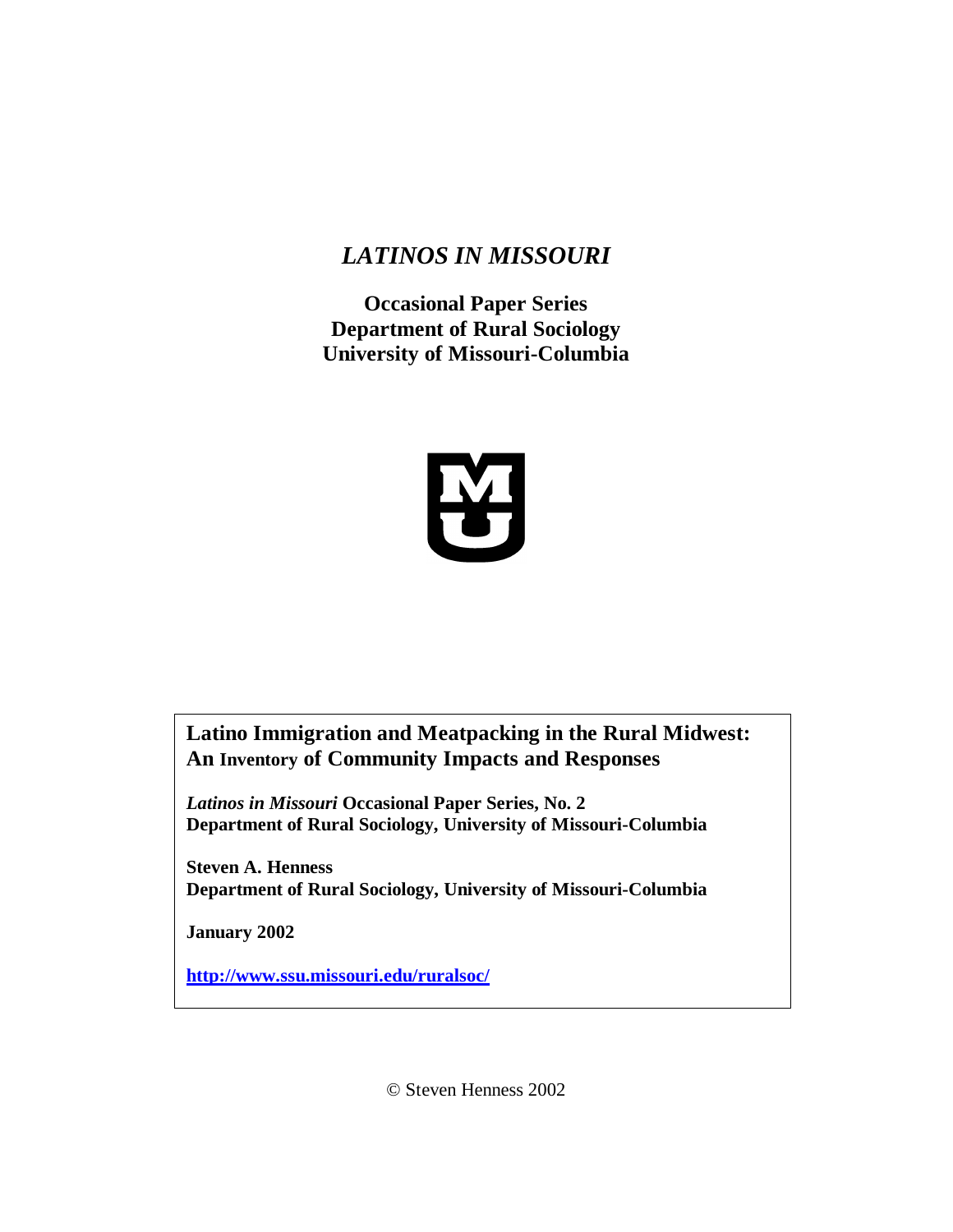# *LATINOS IN MISSOURI*

**Occasional Paper Series**
**Department of Rural Sociology**
**University of Missouri-Columbia**

**Latino Immigration and Meatpacking in the Rural Midwest: An Inventory of Community Impacts and Responses**

***Latinos in Missouri*** **Occasional Paper Series, No. 2**
**Department of Rural Sociology, University of Missouri-Columbia**

**Steven A. Henness**
**Department of Rural Sociology, University of Missouri-Columbia**

**January 2002**

**http://www.ssu.missouri.edu/ruralsoc/**

© Steven Henness 2002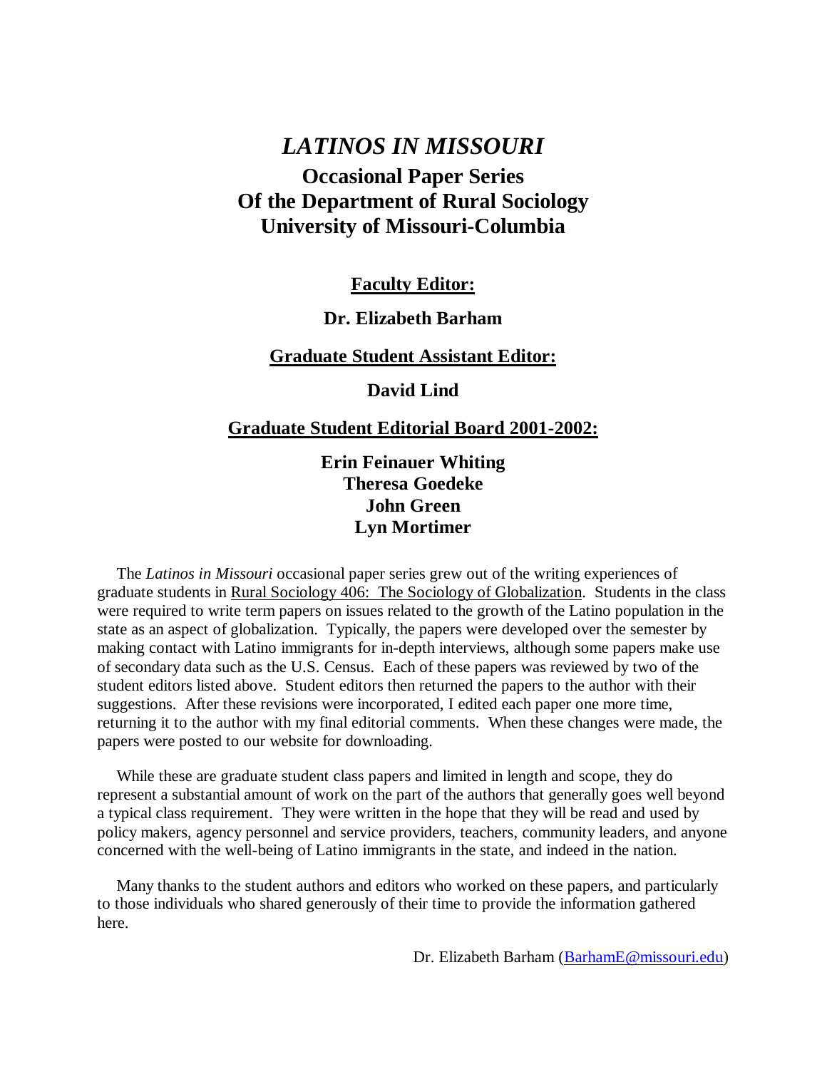# *LATINOS IN MISSOURI*

## Occasional Paper Series
## Of the Department of Rural Sociology
## University of Missouri-Columbia

**Faculty Editor:**

**Dr. Elizabeth Barham**

**Graduate Student Assistant Editor:**

**David Lind**

**Graduate Student Editorial Board 2001-2002:**

**Erin Feinauer Whiting**
**Theresa Goedeke**
**John Green**
**Lyn Mortimer**

The *Latinos in Missouri* occasional paper series grew out of the writing experiences of graduate students in Rural Sociology 406: The Sociology of Globalization. Students in the class were required to write term papers on issues related to the growth of the Latino population in the state as an aspect of globalization. Typically, the papers were developed over the semester by making contact with Latino immigrants for in-depth interviews, although some papers make use of secondary data such as the U.S. Census. Each of these papers was reviewed by two of the student editors listed above. Student editors then returned the papers to the author with their suggestions. After these revisions were incorporated, I edited each paper one more time, returning it to the author with my final editorial comments. When these changes were made, the papers were posted to our website for downloading.

While these are graduate student class papers and limited in length and scope, they do represent a substantial amount of work on the part of the authors that generally goes well beyond a typical class requirement. They were written in the hope that they will be read and used by policy makers, agency personnel and service providers, teachers, community leaders, and anyone concerned with the well-being of Latino immigrants in the state, and indeed in the nation.

Many thanks to the student authors and editors who worked on these papers, and particularly to those individuals who shared generously of their time to provide the information gathered here.

Dr. Elizabeth Barham (BarhamE@missouri.edu)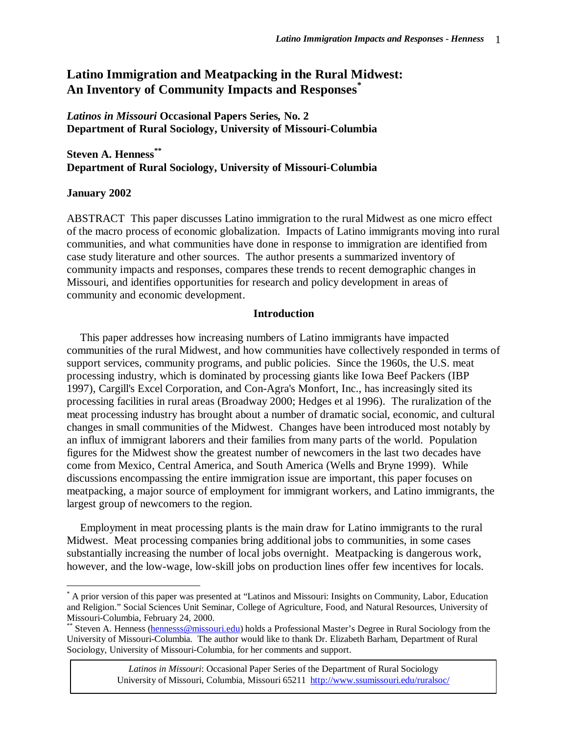# Latino Immigration and Meatpacking in the Rural Midwest: An Inventory of Community Impacts and Responses[*]

***Latinos in Missouri*** **Occasional Papers Series, No. 2**
**Department of Rural Sociology, University of Missouri-Columbia**

**Steven A. Henness[**]**
**Department of Rural Sociology, University of Missouri-Columbia**

**January 2002**

ABSTRACT This paper discusses Latino immigration to the rural Midwest as one micro effect of the macro process of economic globalization. Impacts of Latino immigrants moving into rural communities, and what communities have done in response to immigration are identified from case study literature and other sources. The author presents a summarized inventory of community impacts and responses, compares these trends to recent demographic changes in Missouri, and identifies opportunities for research and policy development in areas of community and economic development.

## Introduction

This paper addresses how increasing numbers of Latino immigrants have impacted communities of the rural Midwest, and how communities have collectively responded in terms of support services, community programs, and public policies. Since the 1960s, the U.S. meat processing industry, which is dominated by processing giants like Iowa Beef Packers (IBP 1997), Cargill's Excel Corporation, and Con-Agra's Monfort, Inc., has increasingly sited its processing facilities in rural areas (Broadway 2000; Hedges et al 1996). The ruralization of the meat processing industry has brought about a number of dramatic social, economic, and cultural changes in small communities of the Midwest. Changes have been introduced most notably by an influx of immigrant laborers and their families from many parts of the world. Population figures for the Midwest show the greatest number of newcomers in the last two decades have come from Mexico, Central America, and South America (Wells and Bryne 1999). While discussions encompassing the entire immigration issue are important, this paper focuses on meatpacking, a major source of employment for immigrant workers, and Latino immigrants, the largest group of newcomers to the region.

Employment in meat processing plants is the main draw for Latino immigrants to the rural Midwest. Meat processing companies bring additional jobs to communities, in some cases substantially increasing the number of local jobs overnight. Meatpacking is dangerous work, however, and the low-wage, low-skill jobs on production lines offer few incentives for locals.

---

[*] A prior version of this paper was presented at "Latinos and Missouri: Insights on Community, Labor, Education and Religion." Social Sciences Unit Seminar, College of Agriculture, Food, and Natural Resources, University of Missouri-Columbia, February 24, 2000.

[**] Steven A. Henness (hennesss@missouri.edu) holds a Professional Master's Degree in Rural Sociology from the University of Missouri-Columbia. The author would like to thank Dr. Elizabeth Barham, Department of Rural Sociology, University of Missouri-Columbia, for her comments and support.

*Latinos in Missouri*: Occasional Paper Series of the Department of Rural Sociology
University of Missouri, Columbia, Missouri 65211 http://www.ssumissouri.edu/ruralsoc/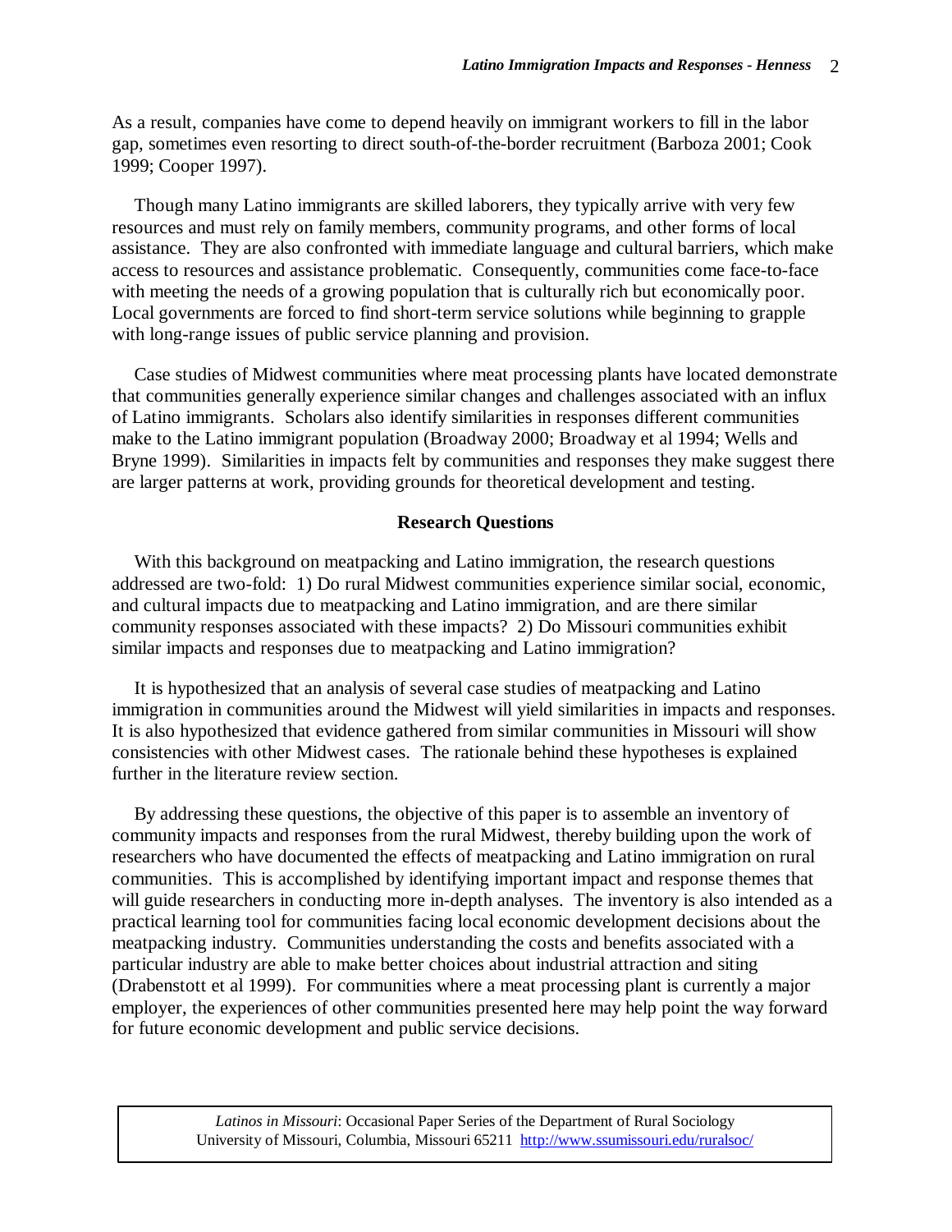As a result, companies have come to depend heavily on immigrant workers to fill in the labor gap, sometimes even resorting to direct south-of-the-border recruitment (Barboza 2001; Cook 1999; Cooper 1997).

Though many Latino immigrants are skilled laborers, they typically arrive with very few resources and must rely on family members, community programs, and other forms of local assistance. They are also confronted with immediate language and cultural barriers, which make access to resources and assistance problematic. Consequently, communities come face-to-face with meeting the needs of a growing population that is culturally rich but economically poor. Local governments are forced to find short-term service solutions while beginning to grapple with long-range issues of public service planning and provision.

Case studies of Midwest communities where meat processing plants have located demonstrate that communities generally experience similar changes and challenges associated with an influx of Latino immigrants. Scholars also identify similarities in responses different communities make to the Latino immigrant population (Broadway 2000; Broadway et al 1994; Wells and Bryne 1999). Similarities in impacts felt by communities and responses they make suggest there are larger patterns at work, providing grounds for theoretical development and testing.

## Research Questions

With this background on meatpacking and Latino immigration, the research questions addressed are two-fold: 1) Do rural Midwest communities experience similar social, economic, and cultural impacts due to meatpacking and Latino immigration, and are there similar community responses associated with these impacts? 2) Do Missouri communities exhibit similar impacts and responses due to meatpacking and Latino immigration?

It is hypothesized that an analysis of several case studies of meatpacking and Latino immigration in communities around the Midwest will yield similarities in impacts and responses. It is also hypothesized that evidence gathered from similar communities in Missouri will show consistencies with other Midwest cases. The rationale behind these hypotheses is explained further in the literature review section.

By addressing these questions, the objective of this paper is to assemble an inventory of community impacts and responses from the rural Midwest, thereby building upon the work of researchers who have documented the effects of meatpacking and Latino immigration on rural communities. This is accomplished by identifying important impact and response themes that will guide researchers in conducting more in-depth analyses. The inventory is also intended as a practical learning tool for communities facing local economic development decisions about the meatpacking industry. Communities understanding the costs and benefits associated with a particular industry are able to make better choices about industrial attraction and siting (Drabenstott et al 1999). For communities where a meat processing plant is currently a major employer, the experiences of other communities presented here may help point the way forward for future economic development and public service decisions.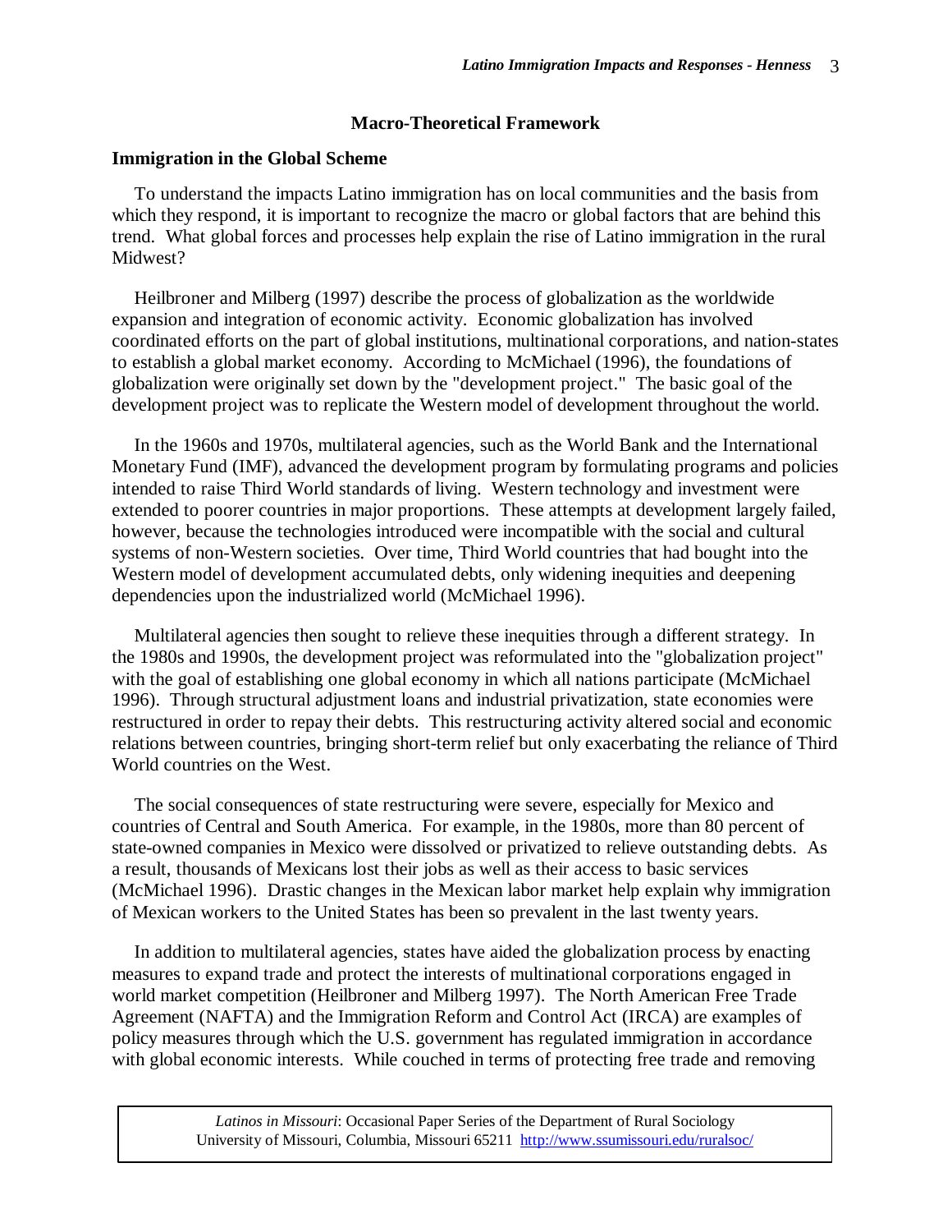## Macro-Theoretical Framework

### Immigration in the Global Scheme

To understand the impacts Latino immigration has on local communities and the basis from which they respond, it is important to recognize the macro or global factors that are behind this trend. What global forces and processes help explain the rise of Latino immigration in the rural Midwest?

Heilbroner and Milberg (1997) describe the process of globalization as the worldwide expansion and integration of economic activity. Economic globalization has involved coordinated efforts on the part of global institutions, multinational corporations, and nation-states to establish a global market economy. According to McMichael (1996), the foundations of globalization were originally set down by the "development project." The basic goal of the development project was to replicate the Western model of development throughout the world.

In the 1960s and 1970s, multilateral agencies, such as the World Bank and the International Monetary Fund (IMF), advanced the development program by formulating programs and policies intended to raise Third World standards of living. Western technology and investment were extended to poorer countries in major proportions. These attempts at development largely failed, however, because the technologies introduced were incompatible with the social and cultural systems of non-Western societies. Over time, Third World countries that had bought into the Western model of development accumulated debts, only widening inequities and deepening dependencies upon the industrialized world (McMichael 1996).

Multilateral agencies then sought to relieve these inequities through a different strategy. In the 1980s and 1990s, the development project was reformulated into the "globalization project" with the goal of establishing one global economy in which all nations participate (McMichael 1996). Through structural adjustment loans and industrial privatization, state economies were restructured in order to repay their debts. This restructuring activity altered social and economic relations between countries, bringing short-term relief but only exacerbating the reliance of Third World countries on the West.

The social consequences of state restructuring were severe, especially for Mexico and countries of Central and South America. For example, in the 1980s, more than 80 percent of state-owned companies in Mexico were dissolved or privatized to relieve outstanding debts. As a result, thousands of Mexicans lost their jobs as well as their access to basic services (McMichael 1996). Drastic changes in the Mexican labor market help explain why immigration of Mexican workers to the United States has been so prevalent in the last twenty years.

In addition to multilateral agencies, states have aided the globalization process by enacting measures to expand trade and protect the interests of multinational corporations engaged in world market competition (Heilbroner and Milberg 1997). The North American Free Trade Agreement (NAFTA) and the Immigration Reform and Control Act (IRCA) are examples of policy measures through which the U.S. government has regulated immigration in accordance with global economic interests. While couched in terms of protecting free trade and removing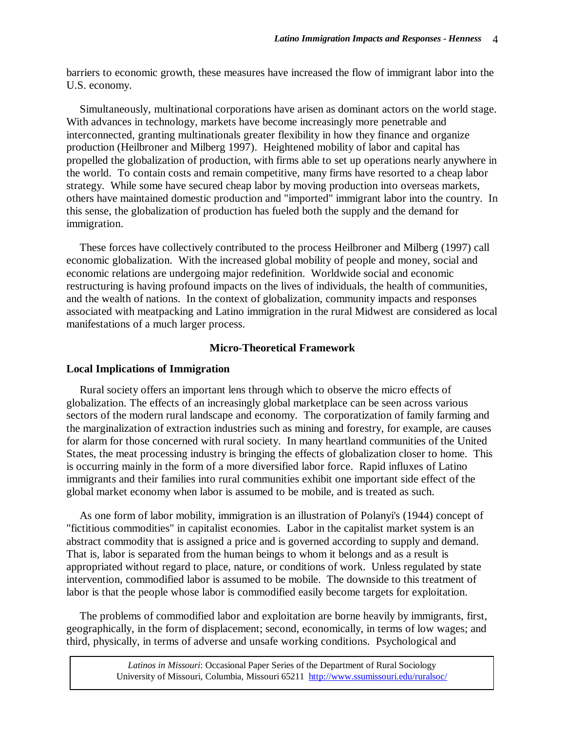barriers to economic growth, these measures have increased the flow of immigrant labor into the U.S. economy.

Simultaneously, multinational corporations have arisen as dominant actors on the world stage. With advances in technology, markets have become increasingly more penetrable and interconnected, granting multinationals greater flexibility in how they finance and organize production (Heilbroner and Milberg 1997). Heightened mobility of labor and capital has propelled the globalization of production, with firms able to set up operations nearly anywhere in the world. To contain costs and remain competitive, many firms have resorted to a cheap labor strategy. While some have secured cheap labor by moving production into overseas markets, others have maintained domestic production and "imported" immigrant labor into the country. In this sense, the globalization of production has fueled both the supply and the demand for immigration.

These forces have collectively contributed to the process Heilbroner and Milberg (1997) call economic globalization. With the increased global mobility of people and money, social and economic relations are undergoing major redefinition. Worldwide social and economic restructuring is having profound impacts on the lives of individuals, the health of communities, and the wealth of nations. In the context of globalization, community impacts and responses associated with meatpacking and Latino immigration in the rural Midwest are considered as local manifestations of a much larger process.

## Micro-Theoretical Framework

### Local Implications of Immigration

Rural society offers an important lens through which to observe the micro effects of globalization. The effects of an increasingly global marketplace can be seen across various sectors of the modern rural landscape and economy. The corporatization of family farming and the marginalization of extraction industries such as mining and forestry, for example, are causes for alarm for those concerned with rural society. In many heartland communities of the United States, the meat processing industry is bringing the effects of globalization closer to home. This is occurring mainly in the form of a more diversified labor force. Rapid influxes of Latino immigrants and their families into rural communities exhibit one important side effect of the global market economy when labor is assumed to be mobile, and is treated as such.

As one form of labor mobility, immigration is an illustration of Polanyi's (1944) concept of "fictitious commodities" in capitalist economies. Labor in the capitalist market system is an abstract commodity that is assigned a price and is governed according to supply and demand. That is, labor is separated from the human beings to whom it belongs and as a result is appropriated without regard to place, nature, or conditions of work. Unless regulated by state intervention, commodified labor is assumed to be mobile. The downside to this treatment of labor is that the people whose labor is commodified easily become targets for exploitation.

The problems of commodified labor and exploitation are borne heavily by immigrants, first, geographically, in the form of displacement; second, economically, in terms of low wages; and third, physically, in terms of adverse and unsafe working conditions. Psychological and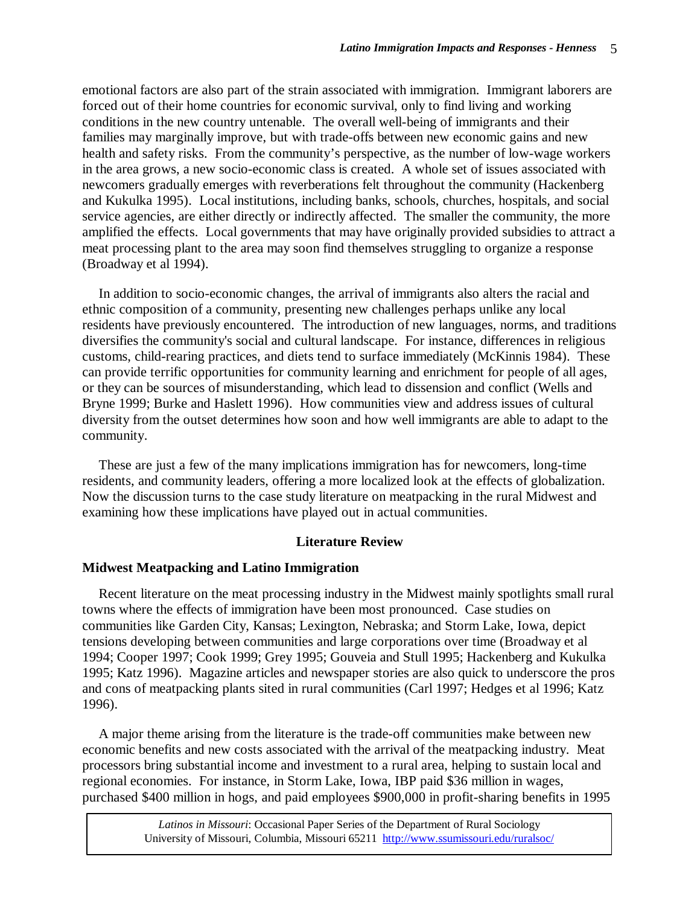emotional factors are also part of the strain associated with immigration. Immigrant laborers are forced out of their home countries for economic survival, only to find living and working conditions in the new country untenable. The overall well-being of immigrants and their families may marginally improve, but with trade-offs between new economic gains and new health and safety risks. From the community's perspective, as the number of low-wage workers in the area grows, a new socio-economic class is created. A whole set of issues associated with newcomers gradually emerges with reverberations felt throughout the community (Hackenberg and Kukulka 1995). Local institutions, including banks, schools, churches, hospitals, and social service agencies, are either directly or indirectly affected. The smaller the community, the more amplified the effects. Local governments that may have originally provided subsidies to attract a meat processing plant to the area may soon find themselves struggling to organize a response (Broadway et al 1994).

In addition to socio-economic changes, the arrival of immigrants also alters the racial and ethnic composition of a community, presenting new challenges perhaps unlike any local residents have previously encountered. The introduction of new languages, norms, and traditions diversifies the community's social and cultural landscape. For instance, differences in religious customs, child-rearing practices, and diets tend to surface immediately (McKinnis 1984). These can provide terrific opportunities for community learning and enrichment for people of all ages, or they can be sources of misunderstanding, which lead to dissension and conflict (Wells and Bryne 1999; Burke and Haslett 1996). How communities view and address issues of cultural diversity from the outset determines how soon and how well immigrants are able to adapt to the community.

These are just a few of the many implications immigration has for newcomers, long-time residents, and community leaders, offering a more localized look at the effects of globalization. Now the discussion turns to the case study literature on meatpacking in the rural Midwest and examining how these implications have played out in actual communities.

## Literature Review

### Midwest Meatpacking and Latino Immigration

Recent literature on the meat processing industry in the Midwest mainly spotlights small rural towns where the effects of immigration have been most pronounced. Case studies on communities like Garden City, Kansas; Lexington, Nebraska; and Storm Lake, Iowa, depict tensions developing between communities and large corporations over time (Broadway et al 1994; Cooper 1997; Cook 1999; Grey 1995; Gouveia and Stull 1995; Hackenberg and Kukulka 1995; Katz 1996). Magazine articles and newspaper stories are also quick to underscore the pros and cons of meatpacking plants sited in rural communities (Carl 1997; Hedges et al 1996; Katz 1996).

A major theme arising from the literature is the trade-off communities make between new economic benefits and new costs associated with the arrival of the meatpacking industry. Meat processors bring substantial income and investment to a rural area, helping to sustain local and regional economies. For instance, in Storm Lake, Iowa, IBP paid $36 million in wages, purchased $400 million in hogs, and paid employees $900,000 in profit-sharing benefits in 1995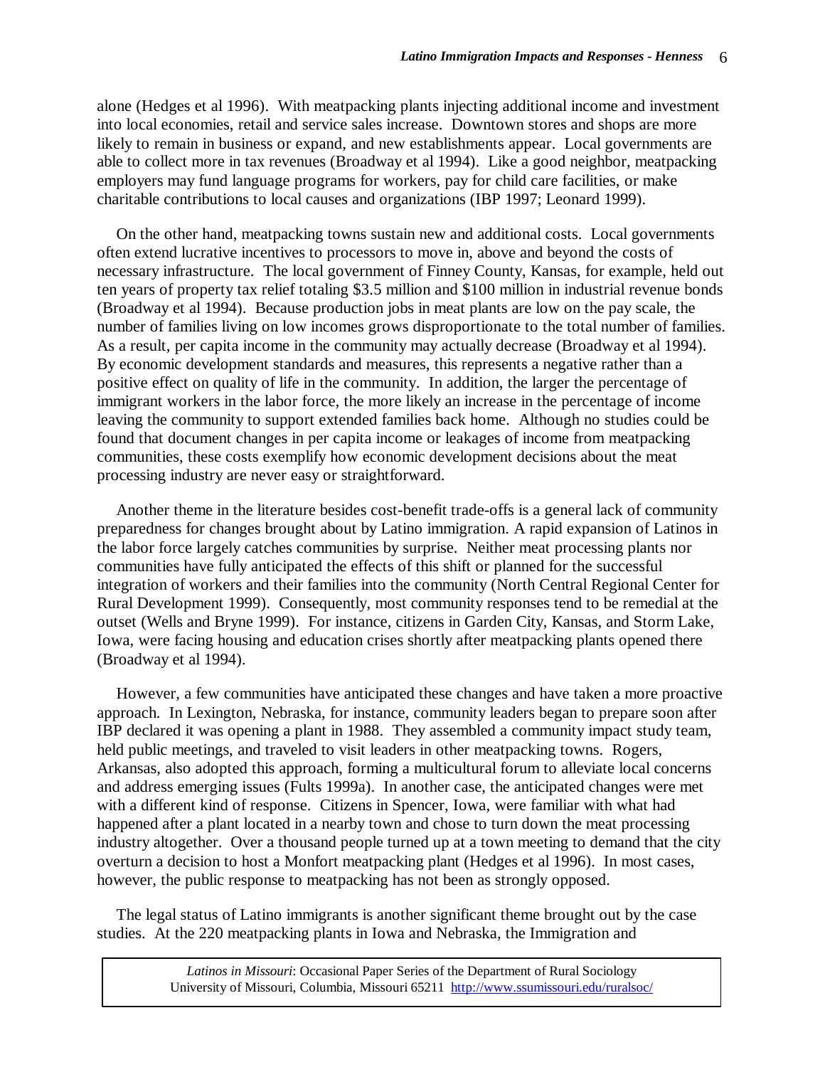alone (Hedges et al 1996). With meatpacking plants injecting additional income and investment into local economies, retail and service sales increase. Downtown stores and shops are more likely to remain in business or expand, and new establishments appear. Local governments are able to collect more in tax revenues (Broadway et al 1994). Like a good neighbor, meatpacking employers may fund language programs for workers, pay for child care facilities, or make charitable contributions to local causes and organizations (IBP 1997; Leonard 1999).

On the other hand, meatpacking towns sustain new and additional costs. Local governments often extend lucrative incentives to processors to move in, above and beyond the costs of necessary infrastructure. The local government of Finney County, Kansas, for example, held out ten years of property tax relief totaling $3.5 million and $100 million in industrial revenue bonds (Broadway et al 1994). Because production jobs in meat plants are low on the pay scale, the number of families living on low incomes grows disproportionate to the total number of families. As a result, per capita income in the community may actually decrease (Broadway et al 1994). By economic development standards and measures, this represents a negative rather than a positive effect on quality of life in the community. In addition, the larger the percentage of immigrant workers in the labor force, the more likely an increase in the percentage of income leaving the community to support extended families back home. Although no studies could be found that document changes in per capita income or leakages of income from meatpacking communities, these costs exemplify how economic development decisions about the meat processing industry are never easy or straightforward.

Another theme in the literature besides cost-benefit trade-offs is a general lack of community preparedness for changes brought about by Latino immigration. A rapid expansion of Latinos in the labor force largely catches communities by surprise. Neither meat processing plants nor communities have fully anticipated the effects of this shift or planned for the successful integration of workers and their families into the community (North Central Regional Center for Rural Development 1999). Consequently, most community responses tend to be remedial at the outset (Wells and Bryne 1999). For instance, citizens in Garden City, Kansas, and Storm Lake, Iowa, were facing housing and education crises shortly after meatpacking plants opened there (Broadway et al 1994).

However, a few communities have anticipated these changes and have taken a more proactive approach. In Lexington, Nebraska, for instance, community leaders began to prepare soon after IBP declared it was opening a plant in 1988. They assembled a community impact study team, held public meetings, and traveled to visit leaders in other meatpacking towns. Rogers, Arkansas, also adopted this approach, forming a multicultural forum to alleviate local concerns and address emerging issues (Fults 1999a). In another case, the anticipated changes were met with a different kind of response. Citizens in Spencer, Iowa, were familiar with what had happened after a plant located in a nearby town and chose to turn down the meat processing industry altogether. Over a thousand people turned up at a town meeting to demand that the city overturn a decision to host a Monfort meatpacking plant (Hedges et al 1996). In most cases, however, the public response to meatpacking has not been as strongly opposed.

The legal status of Latino immigrants is another significant theme brought out by the case studies. At the 220 meatpacking plants in Iowa and Nebraska, the Immigration and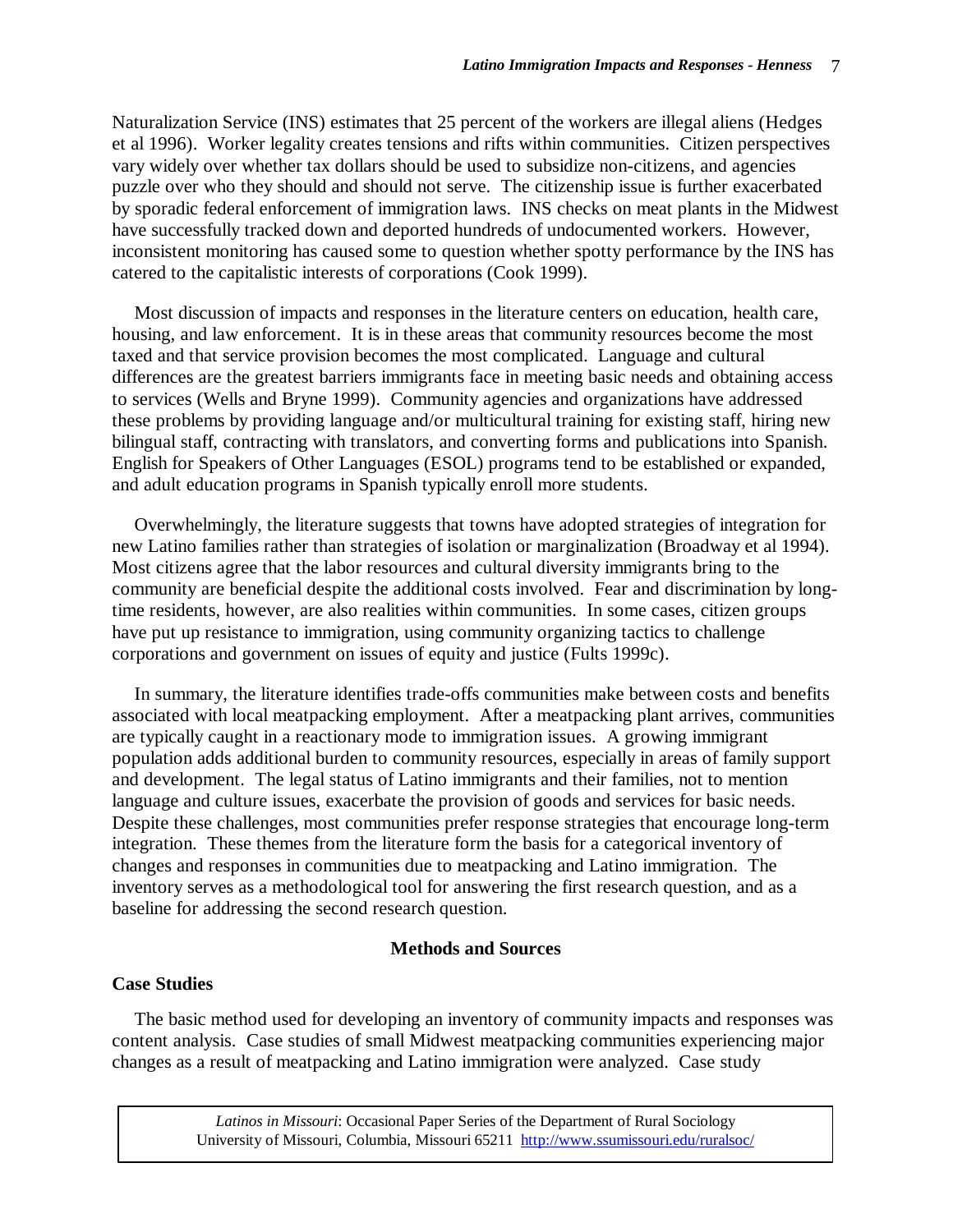Naturalization Service (INS) estimates that 25 percent of the workers are illegal aliens (Hedges et al 1996). Worker legality creates tensions and rifts within communities. Citizen perspectives vary widely over whether tax dollars should be used to subsidize non-citizens, and agencies puzzle over who they should and should not serve. The citizenship issue is further exacerbated by sporadic federal enforcement of immigration laws. INS checks on meat plants in the Midwest have successfully tracked down and deported hundreds of undocumented workers. However, inconsistent monitoring has caused some to question whether spotty performance by the INS has catered to the capitalistic interests of corporations (Cook 1999).

Most discussion of impacts and responses in the literature centers on education, health care, housing, and law enforcement. It is in these areas that community resources become the most taxed and that service provision becomes the most complicated. Language and cultural differences are the greatest barriers immigrants face in meeting basic needs and obtaining access to services (Wells and Bryne 1999). Community agencies and organizations have addressed these problems by providing language and/or multicultural training for existing staff, hiring new bilingual staff, contracting with translators, and converting forms and publications into Spanish. English for Speakers of Other Languages (ESOL) programs tend to be established or expanded, and adult education programs in Spanish typically enroll more students.

Overwhelmingly, the literature suggests that towns have adopted strategies of integration for new Latino families rather than strategies of isolation or marginalization (Broadway et al 1994). Most citizens agree that the labor resources and cultural diversity immigrants bring to the community are beneficial despite the additional costs involved. Fear and discrimination by long-time residents, however, are also realities within communities. In some cases, citizen groups have put up resistance to immigration, using community organizing tactics to challenge corporations and government on issues of equity and justice (Fults 1999c).

In summary, the literature identifies trade-offs communities make between costs and benefits associated with local meatpacking employment. After a meatpacking plant arrives, communities are typically caught in a reactionary mode to immigration issues. A growing immigrant population adds additional burden to community resources, especially in areas of family support and development. The legal status of Latino immigrants and their families, not to mention language and culture issues, exacerbate the provision of goods and services for basic needs. Despite these challenges, most communities prefer response strategies that encourage long-term integration. These themes from the literature form the basis for a categorical inventory of changes and responses in communities due to meatpacking and Latino immigration. The inventory serves as a methodological tool for answering the first research question, and as a baseline for addressing the second research question.

## Methods and Sources

### Case Studies

The basic method used for developing an inventory of community impacts and responses was content analysis. Case studies of small Midwest meatpacking communities experiencing major changes as a result of meatpacking and Latino immigration were analyzed. Case study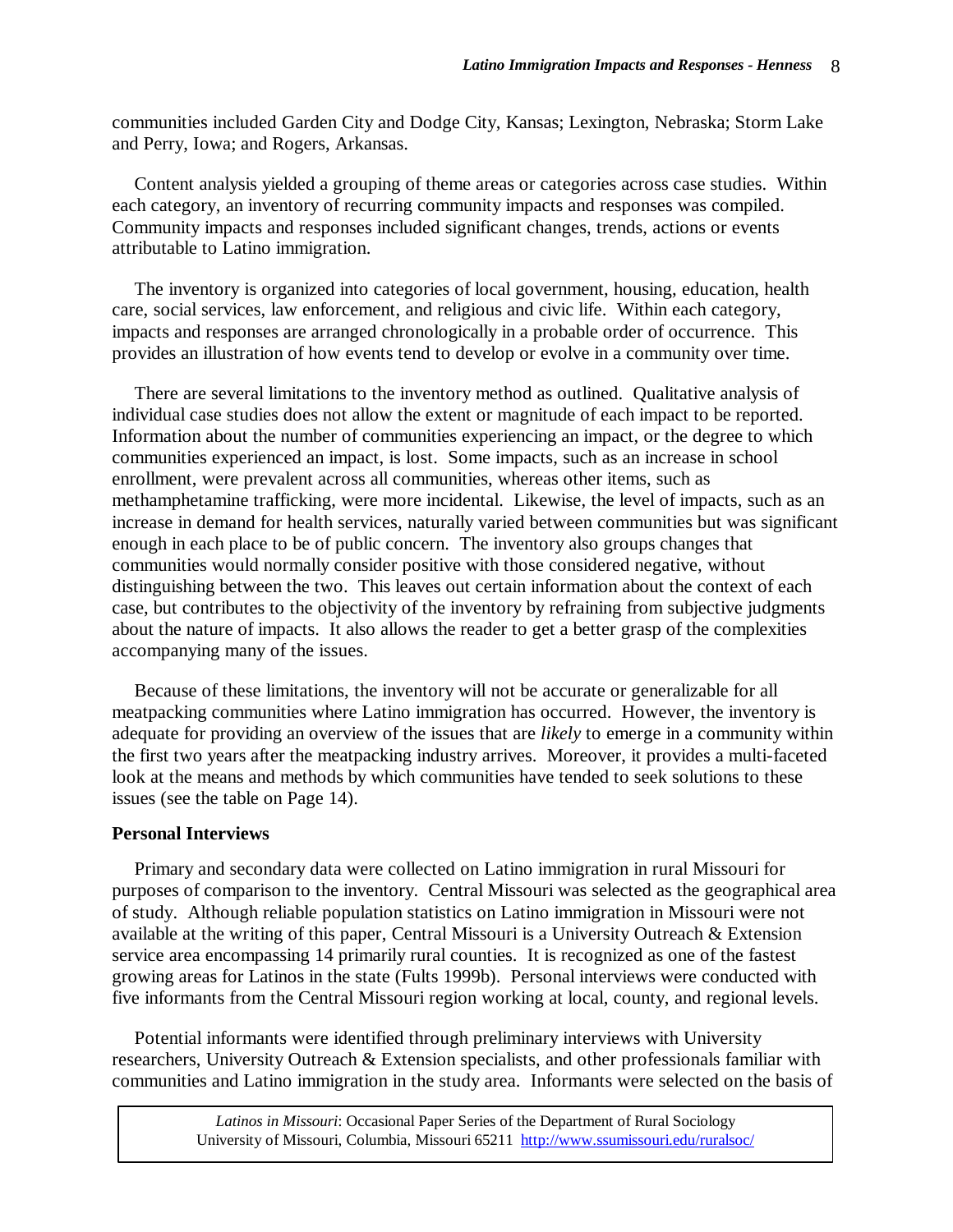communities included Garden City and Dodge City, Kansas; Lexington, Nebraska; Storm Lake and Perry, Iowa; and Rogers, Arkansas.

Content analysis yielded a grouping of theme areas or categories across case studies. Within each category, an inventory of recurring community impacts and responses was compiled. Community impacts and responses included significant changes, trends, actions or events attributable to Latino immigration.

The inventory is organized into categories of local government, housing, education, health care, social services, law enforcement, and religious and civic life. Within each category, impacts and responses are arranged chronologically in a probable order of occurrence. This provides an illustration of how events tend to develop or evolve in a community over time.

There are several limitations to the inventory method as outlined. Qualitative analysis of individual case studies does not allow the extent or magnitude of each impact to be reported. Information about the number of communities experiencing an impact, or the degree to which communities experienced an impact, is lost. Some impacts, such as an increase in school enrollment, were prevalent across all communities, whereas other items, such as methamphetamine trafficking, were more incidental. Likewise, the level of impacts, such as an increase in demand for health services, naturally varied between communities but was significant enough in each place to be of public concern. The inventory also groups changes that communities would normally consider positive with those considered negative, without distinguishing between the two. This leaves out certain information about the context of each case, but contributes to the objectivity of the inventory by refraining from subjective judgments about the nature of impacts. It also allows the reader to get a better grasp of the complexities accompanying many of the issues.

Because of these limitations, the inventory will not be accurate or generalizable for all meatpacking communities where Latino immigration has occurred. However, the inventory is adequate for providing an overview of the issues that are *likely* to emerge in a community within the first two years after the meatpacking industry arrives. Moreover, it provides a multi-faceted look at the means and methods by which communities have tended to seek solutions to these issues (see the table on Page 14).

**Personal Interviews**

Primary and secondary data were collected on Latino immigration in rural Missouri for purposes of comparison to the inventory. Central Missouri was selected as the geographical area of study. Although reliable population statistics on Latino immigration in Missouri were not available at the writing of this paper, Central Missouri is a University Outreach & Extension service area encompassing 14 primarily rural counties. It is recognized as one of the fastest growing areas for Latinos in the state (Fults 1999b). Personal interviews were conducted with five informants from the Central Missouri region working at local, county, and regional levels.

Potential informants were identified through preliminary interviews with University researchers, University Outreach & Extension specialists, and other professionals familiar with communities and Latino immigration in the study area. Informants were selected on the basis of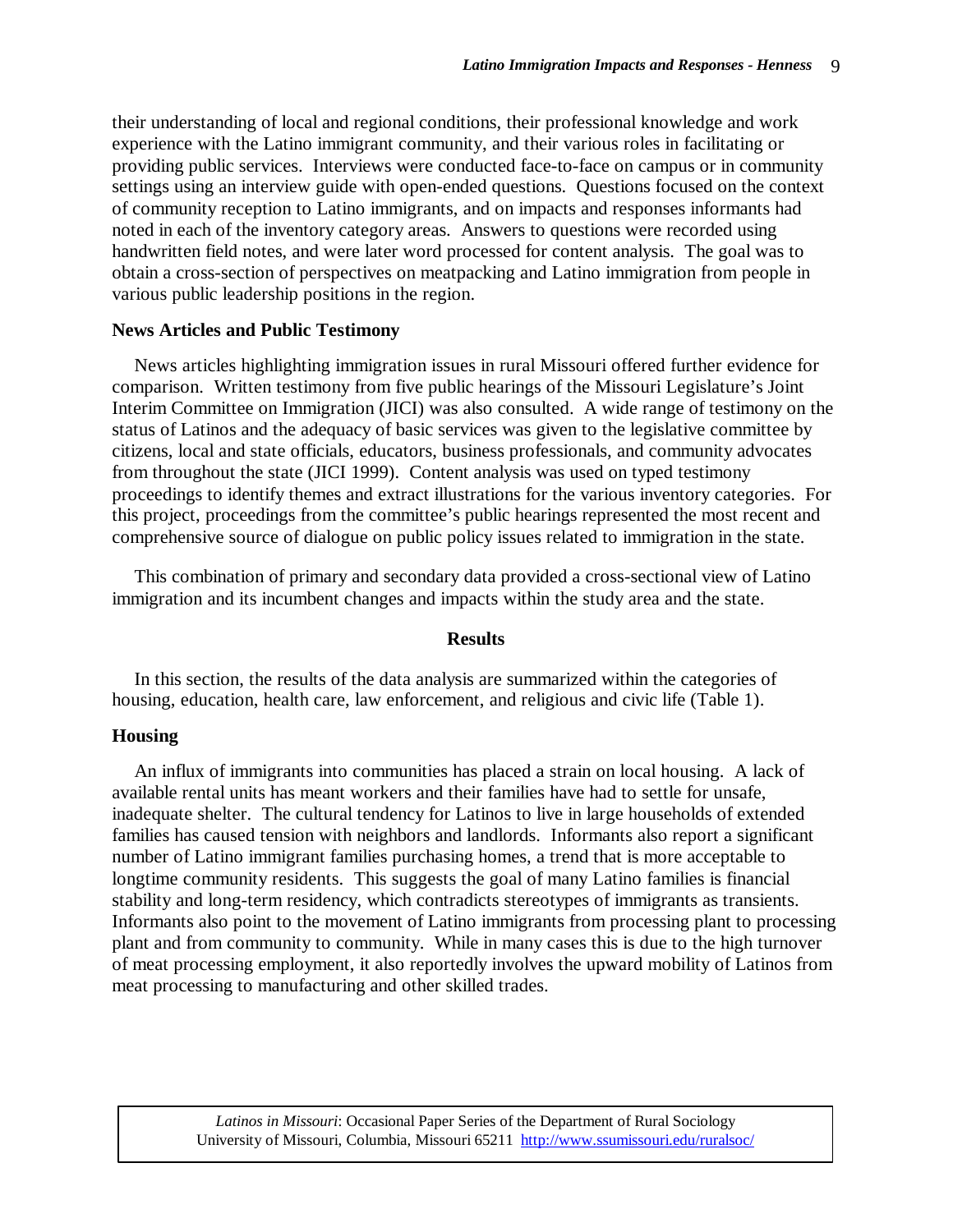their understanding of local and regional conditions, their professional knowledge and work experience with the Latino immigrant community, and their various roles in facilitating or providing public services. Interviews were conducted face-to-face on campus or in community settings using an interview guide with open-ended questions. Questions focused on the context of community reception to Latino immigrants, and on impacts and responses informants had noted in each of the inventory category areas. Answers to questions were recorded using handwritten field notes, and were later word processed for content analysis. The goal was to obtain a cross-section of perspectives on meatpacking and Latino immigration from people in various public leadership positions in the region.

### News Articles and Public Testimony

News articles highlighting immigration issues in rural Missouri offered further evidence for comparison. Written testimony from five public hearings of the Missouri Legislature's Joint Interim Committee on Immigration (JICI) was also consulted. A wide range of testimony on the status of Latinos and the adequacy of basic services was given to the legislative committee by citizens, local and state officials, educators, business professionals, and community advocates from throughout the state (JICI 1999). Content analysis was used on typed testimony proceedings to identify themes and extract illustrations for the various inventory categories. For this project, proceedings from the committee's public hearings represented the most recent and comprehensive source of dialogue on public policy issues related to immigration in the state.

This combination of primary and secondary data provided a cross-sectional view of Latino immigration and its incumbent changes and impacts within the study area and the state.

## Results

In this section, the results of the data analysis are summarized within the categories of housing, education, health care, law enforcement, and religious and civic life (Table 1).

### Housing

An influx of immigrants into communities has placed a strain on local housing. A lack of available rental units has meant workers and their families have had to settle for unsafe, inadequate shelter. The cultural tendency for Latinos to live in large households of extended families has caused tension with neighbors and landlords. Informants also report a significant number of Latino immigrant families purchasing homes, a trend that is more acceptable to longtime community residents. This suggests the goal of many Latino families is financial stability and long-term residency, which contradicts stereotypes of immigrants as transients. Informants also point to the movement of Latino immigrants from processing plant to processing plant and from community to community. While in many cases this is due to the high turnover of meat processing employment, it also reportedly involves the upward mobility of Latinos from meat processing to manufacturing and other skilled trades.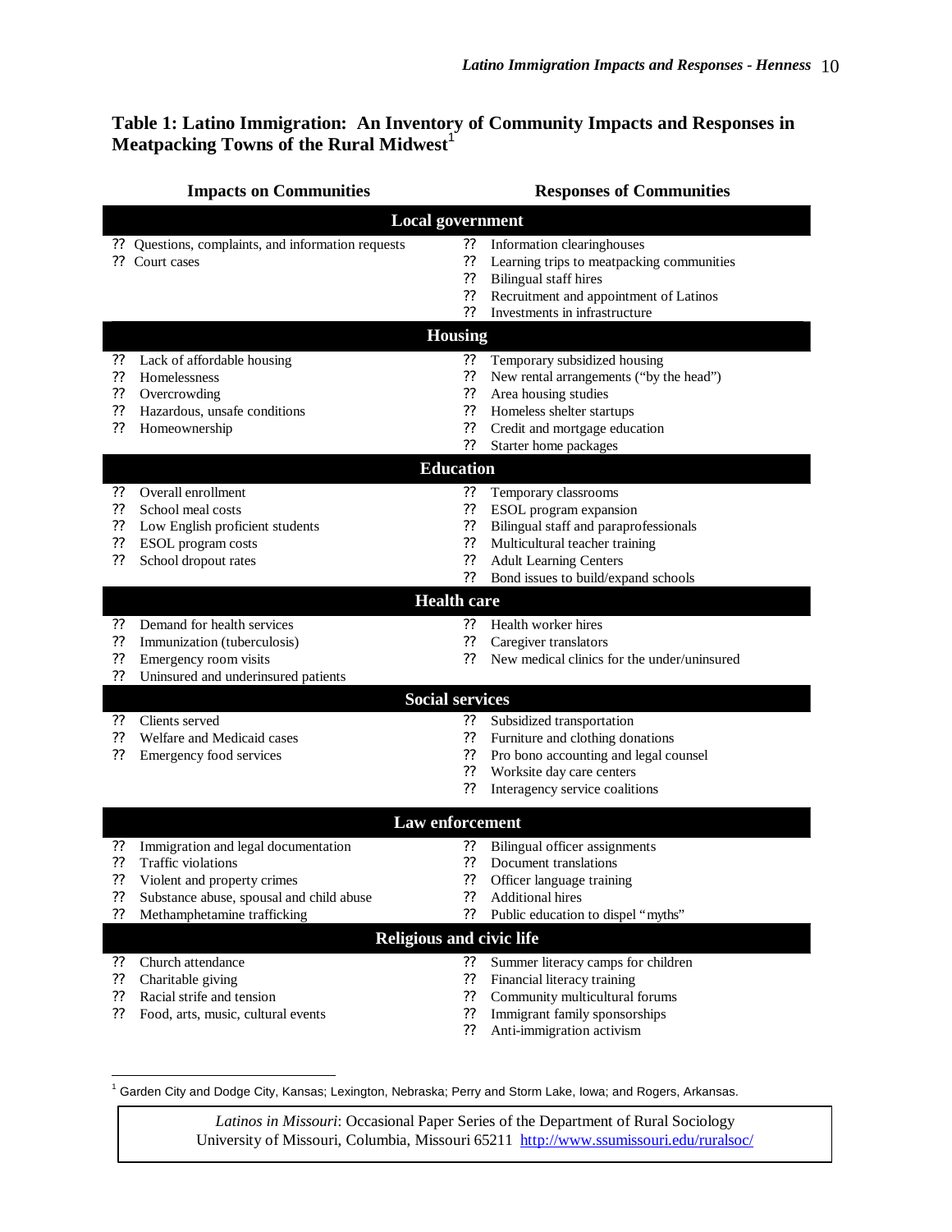**Table 1: Latino Immigration: An Inventory of Community Impacts and Responses in Meatpacking Towns of the Rural Midwest**[1]

| Impacts on Communities | Responses of Communities |
|---|---|
| **Local government** | |
| ?? Questions, complaints, and information requests<br>?? Court cases | ?? Information clearinghouses<br>?? Learning trips to meatpacking communities<br>?? Bilingual staff hires<br>?? Recruitment and appointment of Latinos<br>?? Investments in infrastructure |
| **Housing** | |
| ?? Lack of affordable housing<br>?? Homelessness<br>?? Overcrowding<br>?? Hazardous, unsafe conditions<br>?? Homeownership | ?? Temporary subsidized housing<br>?? New rental arrangements ("by the head")<br>?? Area housing studies<br>?? Homeless shelter startups<br>?? Credit and mortgage education<br>?? Starter home packages |
| **Education** | |
| ?? Overall enrollment<br>?? School meal costs<br>?? Low English proficient students<br>?? ESOL program costs<br>?? School dropout rates | ?? Temporary classrooms<br>?? ESOL program expansion<br>?? Bilingual staff and paraprofessionals<br>?? Multicultural teacher training<br>?? Adult Learning Centers<br>?? Bond issues to build/expand schools |
| **Health care** | |
| ?? Demand for health services<br>?? Immunization (tuberculosis)<br>?? Emergency room visits<br>?? Uninsured and underinsured patients | ?? Health worker hires<br>?? Caregiver translators<br>?? New medical clinics for the under/uninsured |
| **Social services** | |
| ?? Clients served<br>?? Welfare and Medicaid cases<br>?? Emergency food services | ?? Subsidized transportation<br>?? Furniture and clothing donations<br>?? Pro bono accounting and legal counsel<br>?? Worksite day care centers<br>?? Interagency service coalitions |
| **Law enforcement** | |
| ?? Immigration and legal documentation<br>?? Traffic violations<br>?? Violent and property crimes<br>?? Substance abuse, spousal and child abuse<br>?? Methamphetamine trafficking | ?? Bilingual officer assignments<br>?? Document translations<br>?? Officer language training<br>?? Additional hires<br>?? Public education to dispel "myths" |
| **Religious and civic life** | |
| ?? Church attendance<br>?? Charitable giving<br>?? Racial strife and tension<br>?? Food, arts, music, cultural events | ?? Summer literacy camps for children<br>?? Financial literacy training<br>?? Community multicultural forums<br>?? Immigrant family sponsorships<br>?? Anti-immigration activism |

[1] Garden City and Dodge City, Kansas; Lexington, Nebraska; Perry and Storm Lake, Iowa; and Rogers, Arkansas.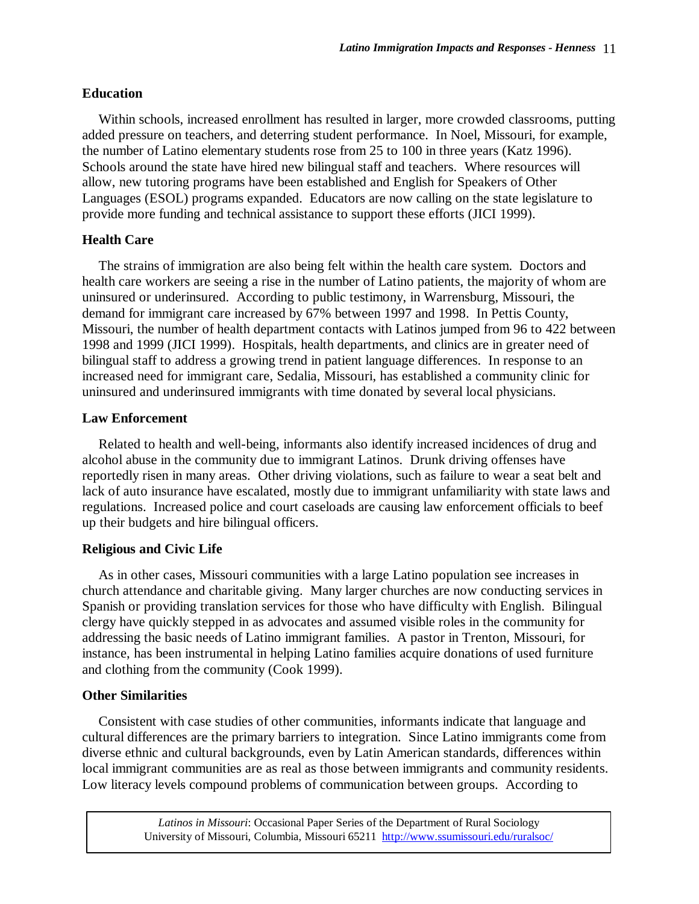## Education

Within schools, increased enrollment has resulted in larger, more crowded classrooms, putting added pressure on teachers, and deterring student performance. In Noel, Missouri, for example, the number of Latino elementary students rose from 25 to 100 in three years (Katz 1996). Schools around the state have hired new bilingual staff and teachers. Where resources will allow, new tutoring programs have been established and English for Speakers of Other Languages (ESOL) programs expanded. Educators are now calling on the state legislature to provide more funding and technical assistance to support these efforts (JICI 1999).

## Health Care

The strains of immigration are also being felt within the health care system. Doctors and health care workers are seeing a rise in the number of Latino patients, the majority of whom are uninsured or underinsured. According to public testimony, in Warrensburg, Missouri, the demand for immigrant care increased by 67% between 1997 and 1998. In Pettis County, Missouri, the number of health department contacts with Latinos jumped from 96 to 422 between 1998 and 1999 (JICI 1999). Hospitals, health departments, and clinics are in greater need of bilingual staff to address a growing trend in patient language differences. In response to an increased need for immigrant care, Sedalia, Missouri, has established a community clinic for uninsured and underinsured immigrants with time donated by several local physicians.

## Law Enforcement

Related to health and well-being, informants also identify increased incidences of drug and alcohol abuse in the community due to immigrant Latinos. Drunk driving offenses have reportedly risen in many areas. Other driving violations, such as failure to wear a seat belt and lack of auto insurance have escalated, mostly due to immigrant unfamiliarity with state laws and regulations. Increased police and court caseloads are causing law enforcement officials to beef up their budgets and hire bilingual officers.

## Religious and Civic Life

As in other cases, Missouri communities with a large Latino population see increases in church attendance and charitable giving. Many larger churches are now conducting services in Spanish or providing translation services for those who have difficulty with English. Bilingual clergy have quickly stepped in as advocates and assumed visible roles in the community for addressing the basic needs of Latino immigrant families. A pastor in Trenton, Missouri, for instance, has been instrumental in helping Latino families acquire donations of used furniture and clothing from the community (Cook 1999).

## Other Similarities

Consistent with case studies of other communities, informants indicate that language and cultural differences are the primary barriers to integration. Since Latino immigrants come from diverse ethnic and cultural backgrounds, even by Latin American standards, differences within local immigrant communities are as real as those between immigrants and community residents. Low literacy levels compound problems of communication between groups. According to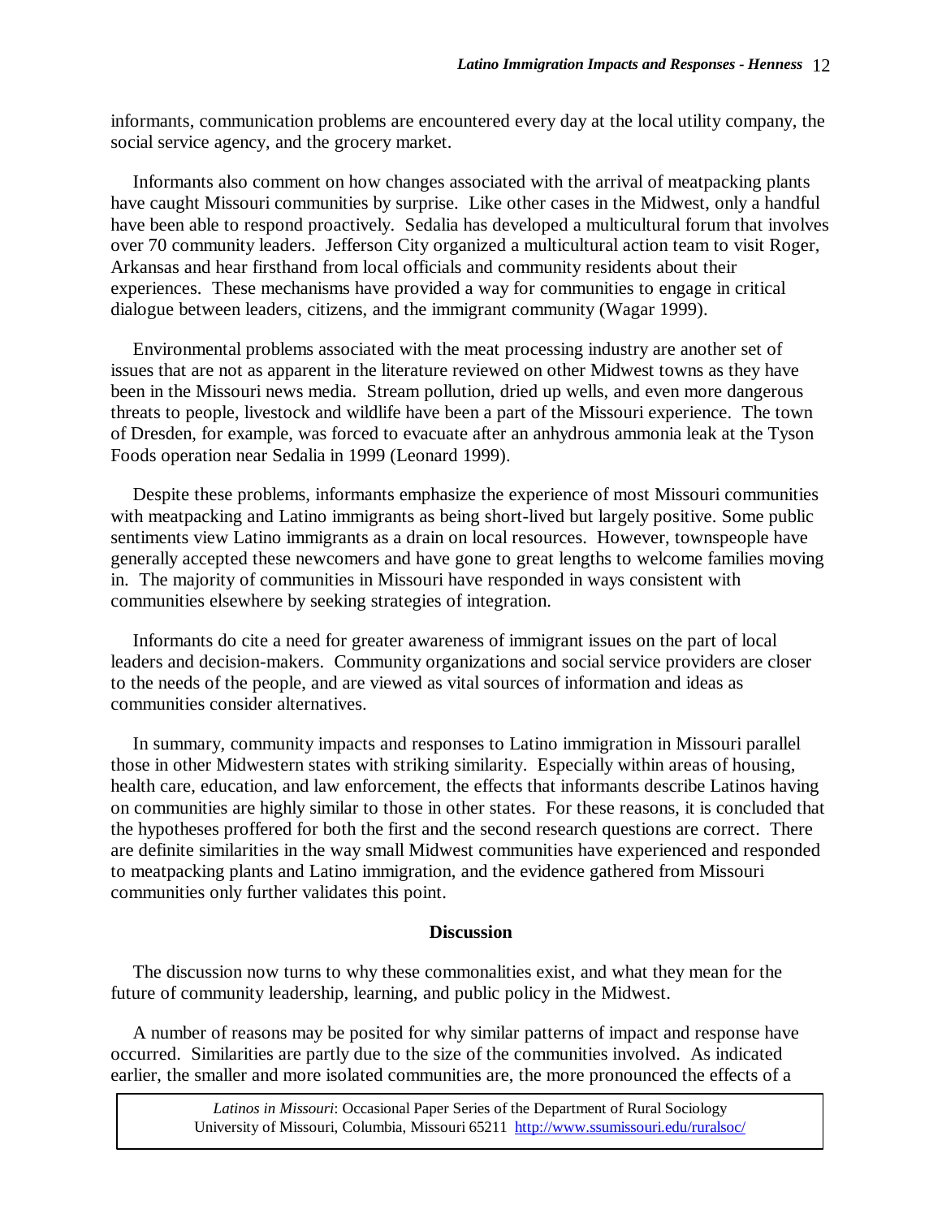informants, communication problems are encountered every day at the local utility company, the social service agency, and the grocery market.

Informants also comment on how changes associated with the arrival of meatpacking plants have caught Missouri communities by surprise. Like other cases in the Midwest, only a handful have been able to respond proactively. Sedalia has developed a multicultural forum that involves over 70 community leaders. Jefferson City organized a multicultural action team to visit Roger, Arkansas and hear firsthand from local officials and community residents about their experiences. These mechanisms have provided a way for communities to engage in critical dialogue between leaders, citizens, and the immigrant community (Wagar 1999).

Environmental problems associated with the meat processing industry are another set of issues that are not as apparent in the literature reviewed on other Midwest towns as they have been in the Missouri news media. Stream pollution, dried up wells, and even more dangerous threats to people, livestock and wildlife have been a part of the Missouri experience. The town of Dresden, for example, was forced to evacuate after an anhydrous ammonia leak at the Tyson Foods operation near Sedalia in 1999 (Leonard 1999).

Despite these problems, informants emphasize the experience of most Missouri communities with meatpacking and Latino immigrants as being short-lived but largely positive. Some public sentiments view Latino immigrants as a drain on local resources. However, townspeople have generally accepted these newcomers and have gone to great lengths to welcome families moving in. The majority of communities in Missouri have responded in ways consistent with communities elsewhere by seeking strategies of integration.

Informants do cite a need for greater awareness of immigrant issues on the part of local leaders and decision-makers. Community organizations and social service providers are closer to the needs of the people, and are viewed as vital sources of information and ideas as communities consider alternatives.

In summary, community impacts and responses to Latino immigration in Missouri parallel those in other Midwestern states with striking similarity. Especially within areas of housing, health care, education, and law enforcement, the effects that informants describe Latinos having on communities are highly similar to those in other states. For these reasons, it is concluded that the hypotheses proffered for both the first and the second research questions are correct. There are definite similarities in the way small Midwest communities have experienced and responded to meatpacking plants and Latino immigration, and the evidence gathered from Missouri communities only further validates this point.

## Discussion

The discussion now turns to why these commonalities exist, and what they mean for the future of community leadership, learning, and public policy in the Midwest.

A number of reasons may be posited for why similar patterns of impact and response have occurred. Similarities are partly due to the size of the communities involved. As indicated earlier, the smaller and more isolated communities are, the more pronounced the effects of a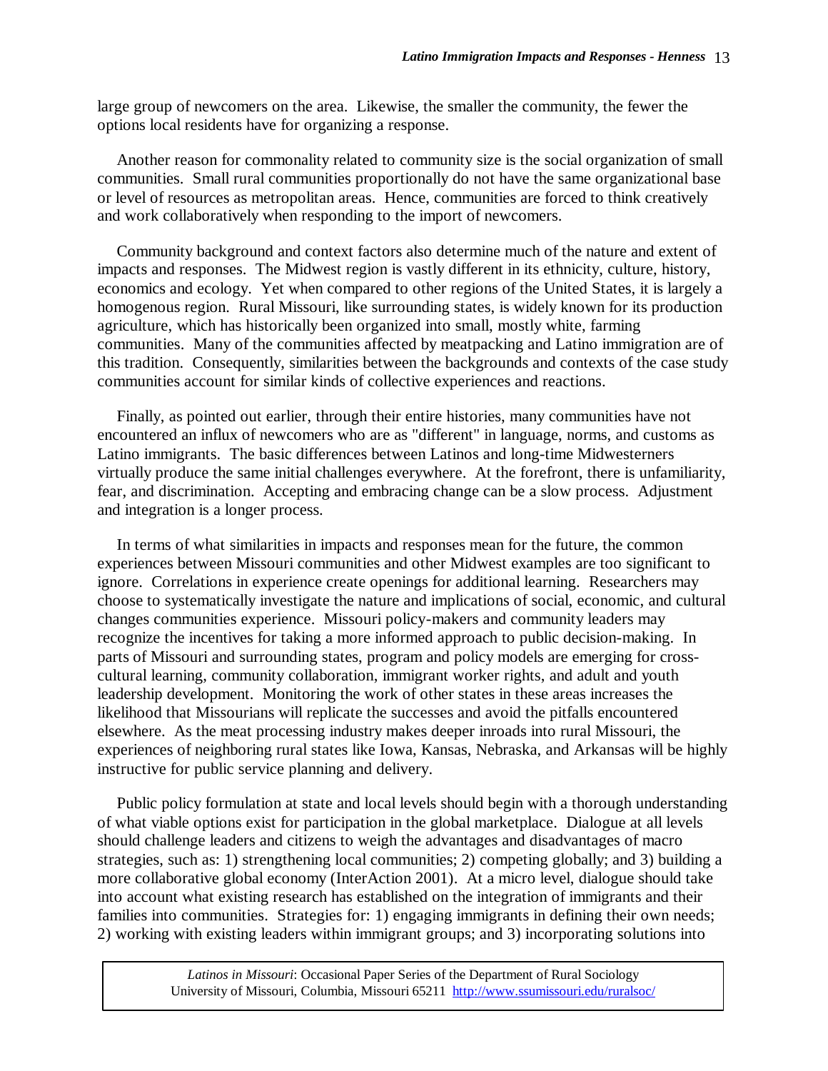large group of newcomers on the area. Likewise, the smaller the community, the fewer the options local residents have for organizing a response.

Another reason for commonality related to community size is the social organization of small communities. Small rural communities proportionally do not have the same organizational base or level of resources as metropolitan areas. Hence, communities are forced to think creatively and work collaboratively when responding to the import of newcomers.

Community background and context factors also determine much of the nature and extent of impacts and responses. The Midwest region is vastly different in its ethnicity, culture, history, economics and ecology. Yet when compared to other regions of the United States, it is largely a homogenous region. Rural Missouri, like surrounding states, is widely known for its production agriculture, which has historically been organized into small, mostly white, farming communities. Many of the communities affected by meatpacking and Latino immigration are of this tradition. Consequently, similarities between the backgrounds and contexts of the case study communities account for similar kinds of collective experiences and reactions.

Finally, as pointed out earlier, through their entire histories, many communities have not encountered an influx of newcomers who are as "different" in language, norms, and customs as Latino immigrants. The basic differences between Latinos and long-time Midwesterners virtually produce the same initial challenges everywhere. At the forefront, there is unfamiliarity, fear, and discrimination. Accepting and embracing change can be a slow process. Adjustment and integration is a longer process.

In terms of what similarities in impacts and responses mean for the future, the common experiences between Missouri communities and other Midwest examples are too significant to ignore. Correlations in experience create openings for additional learning. Researchers may choose to systematically investigate the nature and implications of social, economic, and cultural changes communities experience. Missouri policy-makers and community leaders may recognize the incentives for taking a more informed approach to public decision-making. In parts of Missouri and surrounding states, program and policy models are emerging for cross-cultural learning, community collaboration, immigrant worker rights, and adult and youth leadership development. Monitoring the work of other states in these areas increases the likelihood that Missourians will replicate the successes and avoid the pitfalls encountered elsewhere. As the meat processing industry makes deeper inroads into rural Missouri, the experiences of neighboring rural states like Iowa, Kansas, Nebraska, and Arkansas will be highly instructive for public service planning and delivery.

Public policy formulation at state and local levels should begin with a thorough understanding of what viable options exist for participation in the global marketplace. Dialogue at all levels should challenge leaders and citizens to weigh the advantages and disadvantages of macro strategies, such as: 1) strengthening local communities; 2) competing globally; and 3) building a more collaborative global economy (InterAction 2001). At a micro level, dialogue should take into account what existing research has established on the integration of immigrants and their families into communities. Strategies for: 1) engaging immigrants in defining their own needs; 2) working with existing leaders within immigrant groups; and 3) incorporating solutions into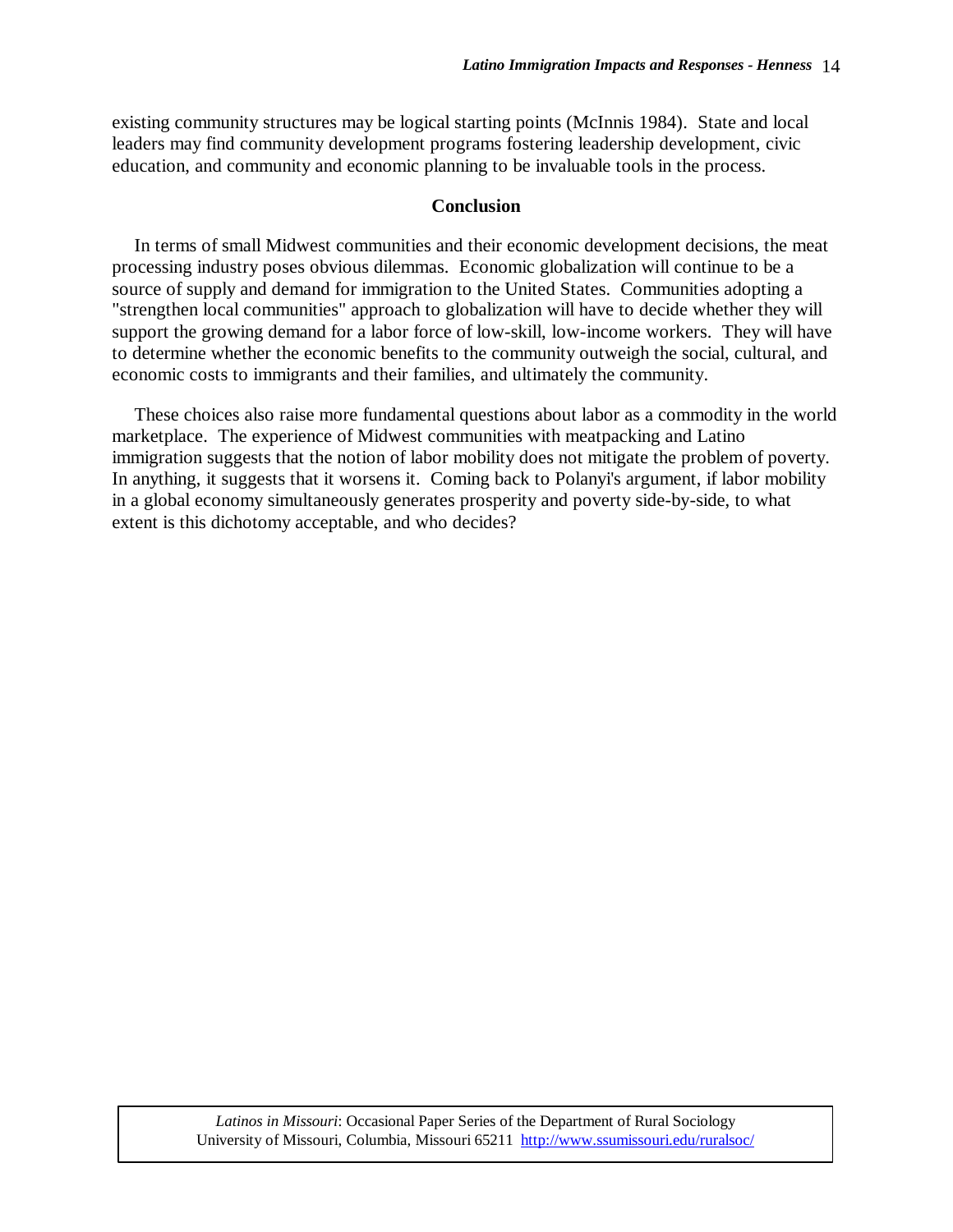existing community structures may be logical starting points (McInnis 1984). State and local leaders may find community development programs fostering leadership development, civic education, and community and economic planning to be invaluable tools in the process.

## Conclusion

In terms of small Midwest communities and their economic development decisions, the meat processing industry poses obvious dilemmas. Economic globalization will continue to be a source of supply and demand for immigration to the United States. Communities adopting a "strengthen local communities" approach to globalization will have to decide whether they will support the growing demand for a labor force of low-skill, low-income workers. They will have to determine whether the economic benefits to the community outweigh the social, cultural, and economic costs to immigrants and their families, and ultimately the community.

These choices also raise more fundamental questions about labor as a commodity in the world marketplace. The experience of Midwest communities with meatpacking and Latino immigration suggests that the notion of labor mobility does not mitigate the problem of poverty. In anything, it suggests that it worsens it. Coming back to Polanyi's argument, if labor mobility in a global economy simultaneously generates prosperity and poverty side-by-side, to what extent is this dichotomy acceptable, and who decides?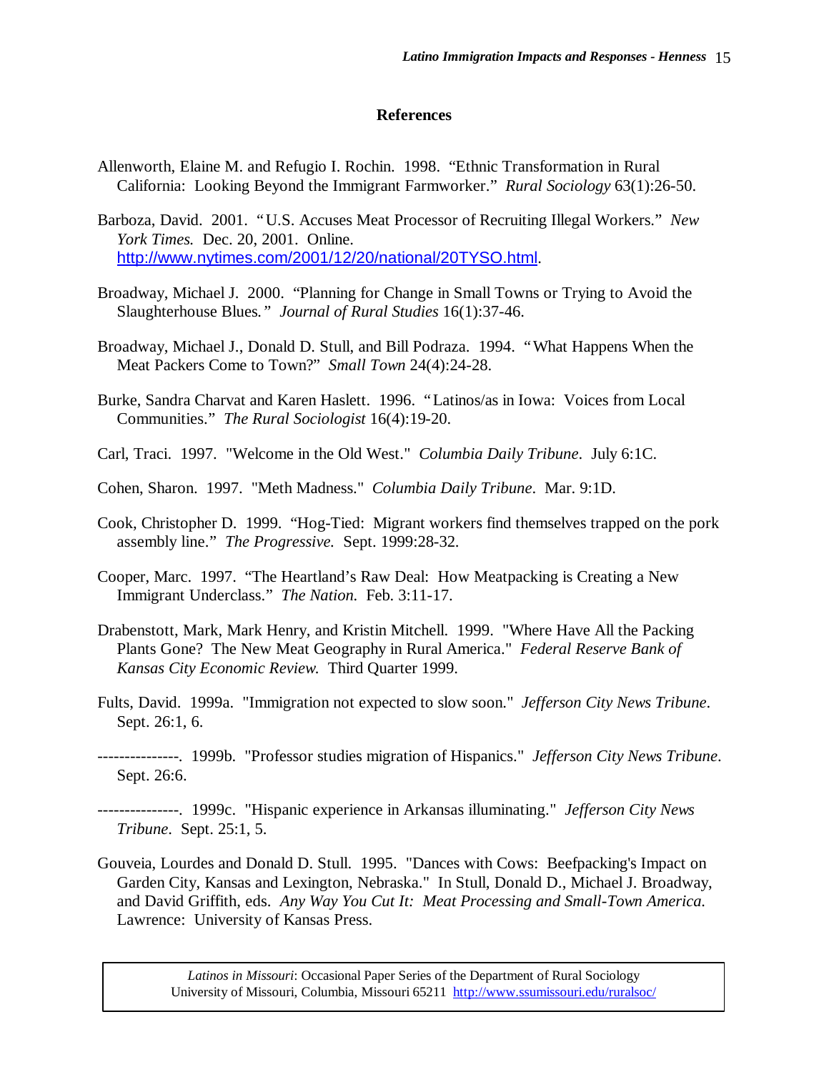## References

Allenworth, Elaine M. and Refugio I. Rochin. 1998. "Ethnic Transformation in Rural California: Looking Beyond the Immigrant Farmworker." *Rural Sociology* 63(1):26-50.

Barboza, David. 2001. "U.S. Accuses Meat Processor of Recruiting Illegal Workers." *New York Times.* Dec. 20, 2001. Online. http://www.nytimes.com/2001/12/20/national/20TYSO.html.

Broadway, Michael J. 2000. "Planning for Change in Small Towns or Trying to Avoid the Slaughterhouse Blues*.*" *Journal of Rural Studies* 16(1):37-46.

Broadway, Michael J., Donald D. Stull, and Bill Podraza. 1994. "What Happens When the Meat Packers Come to Town?" *Small Town* 24(4):24-28.

Burke, Sandra Charvat and Karen Haslett. 1996. "Latinos/as in Iowa: Voices from Local Communities." *The Rural Sociologist* 16(4):19-20.

Carl, Traci. 1997. "Welcome in the Old West." *Columbia Daily Tribune*. July 6:1C.

Cohen, Sharon. 1997. "Meth Madness." *Columbia Daily Tribune*. Mar. 9:1D.

Cook, Christopher D. 1999. "Hog-Tied: Migrant workers find themselves trapped on the pork assembly line." *The Progressive.* Sept. 1999:28-32.

Cooper, Marc. 1997. "The Heartland's Raw Deal: How Meatpacking is Creating a New Immigrant Underclass." *The Nation.* Feb. 3:11-17.

Drabenstott, Mark, Mark Henry, and Kristin Mitchell. 1999. "Where Have All the Packing Plants Gone? The New Meat Geography in Rural America." *Federal Reserve Bank of Kansas City Economic Review.* Third Quarter 1999.

Fults, David. 1999a. "Immigration not expected to slow soon." *Jefferson City News Tribune*. Sept. 26:1, 6.

---------------. 1999b. "Professor studies migration of Hispanics." *Jefferson City News Tribune*. Sept. 26:6.

---------------. 1999c. "Hispanic experience in Arkansas illuminating." *Jefferson City News Tribune*. Sept. 25:1, 5.

Gouveia, Lourdes and Donald D. Stull. 1995. "Dances with Cows: Beefpacking's Impact on Garden City, Kansas and Lexington, Nebraska." In Stull, Donald D., Michael J. Broadway, and David Griffith, eds. *Any Way You Cut It: Meat Processing and Small-Town America.* Lawrence: University of Kansas Press.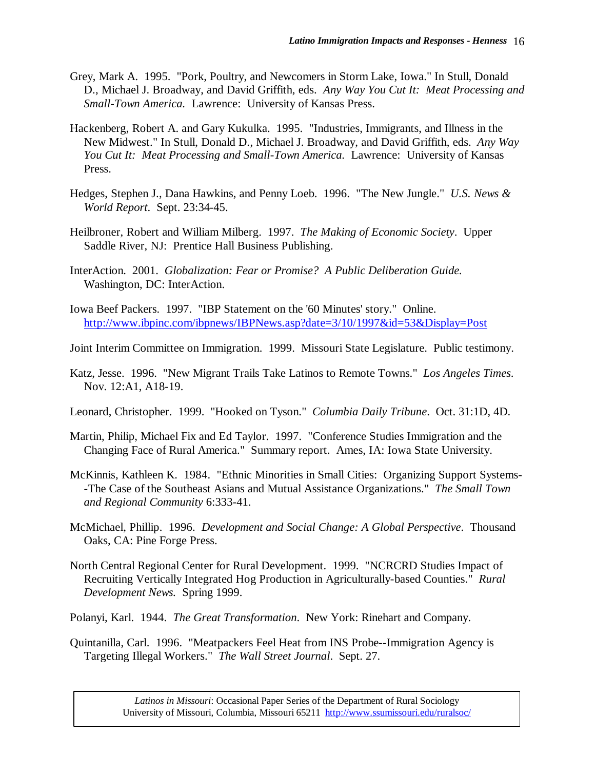Grey, Mark A. 1995. "Pork, Poultry, and Newcomers in Storm Lake, Iowa." In Stull, Donald D., Michael J. Broadway, and David Griffith, eds. *Any Way You Cut It: Meat Processing and Small-Town America.* Lawrence: University of Kansas Press.

Hackenberg, Robert A. and Gary Kukulka. 1995. "Industries, Immigrants, and Illness in the New Midwest." In Stull, Donald D., Michael J. Broadway, and David Griffith, eds. *Any Way You Cut It: Meat Processing and Small-Town America.* Lawrence: University of Kansas Press.

Hedges, Stephen J., Dana Hawkins, and Penny Loeb. 1996. "The New Jungle." *U.S. News & World Report.* Sept. 23:34-45.

Heilbroner, Robert and William Milberg. 1997. *The Making of Economic Society.* Upper Saddle River, NJ: Prentice Hall Business Publishing.

InterAction. 2001. *Globalization: Fear or Promise? A Public Deliberation Guide.* Washington, DC: InterAction.

Iowa Beef Packers. 1997. "IBP Statement on the '60 Minutes' story." Online. http://www.ibpinc.com/ibpnews/IBPNews.asp?date=3/10/1997&id=53&Display=Post

Joint Interim Committee on Immigration. 1999. Missouri State Legislature. Public testimony.

Katz, Jesse. 1996. "New Migrant Trails Take Latinos to Remote Towns." *Los Angeles Times.* Nov. 12:A1, A18-19.

Leonard, Christopher. 1999. "Hooked on Tyson." *Columbia Daily Tribune.* Oct. 31:1D, 4D.

Martin, Philip, Michael Fix and Ed Taylor. 1997. "Conference Studies Immigration and the Changing Face of Rural America." Summary report. Ames, IA: Iowa State University.

McKinnis, Kathleen K. 1984. "Ethnic Minorities in Small Cities: Organizing Support Systems--The Case of the Southeast Asians and Mutual Assistance Organizations." *The Small Town and Regional Community* 6:333-41.

McMichael, Phillip. 1996. *Development and Social Change: A Global Perspective.* Thousand Oaks, CA: Pine Forge Press.

North Central Regional Center for Rural Development. 1999. "NCRCRD Studies Impact of Recruiting Vertically Integrated Hog Production in Agriculturally-based Counties." *Rural Development News.* Spring 1999.

Polanyi, Karl. 1944. *The Great Transformation.* New York: Rinehart and Company.

Quintanilla, Carl. 1996. "Meatpackers Feel Heat from INS Probe--Immigration Agency is Targeting Illegal Workers." *The Wall Street Journal.* Sept. 27.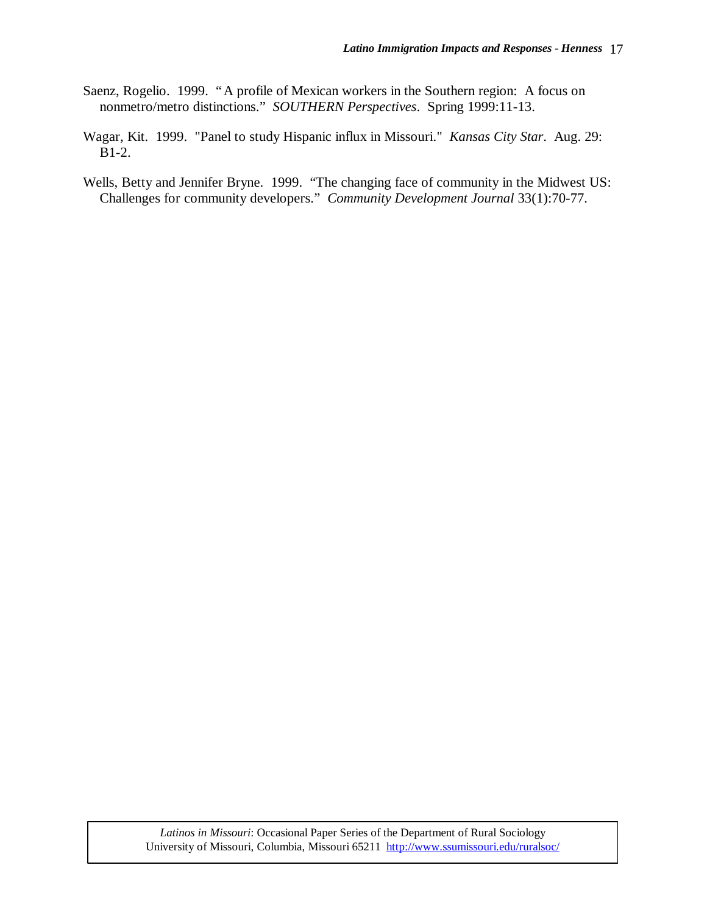Saenz, Rogelio. 1999. " A profile of Mexican workers in the Southern region: A focus on nonmetro/metro distinctions." *SOUTHERN Perspectives*. Spring 1999:11-13.

Wagar, Kit. 1999. "Panel to study Hispanic influx in Missouri." *Kansas City Star*. Aug. 29: B1-2.

Wells, Betty and Jennifer Bryne. 1999. "The changing face of community in the Midwest US: Challenges for community developers." *Community Development Journal* 33(1):70-77.

*Latinos in Missouri*: Occasional Paper Series of the Department of Rural Sociology
University of Missouri, Columbia, Missouri 65211 http://www.ssumissouri.edu/ruralsoc/